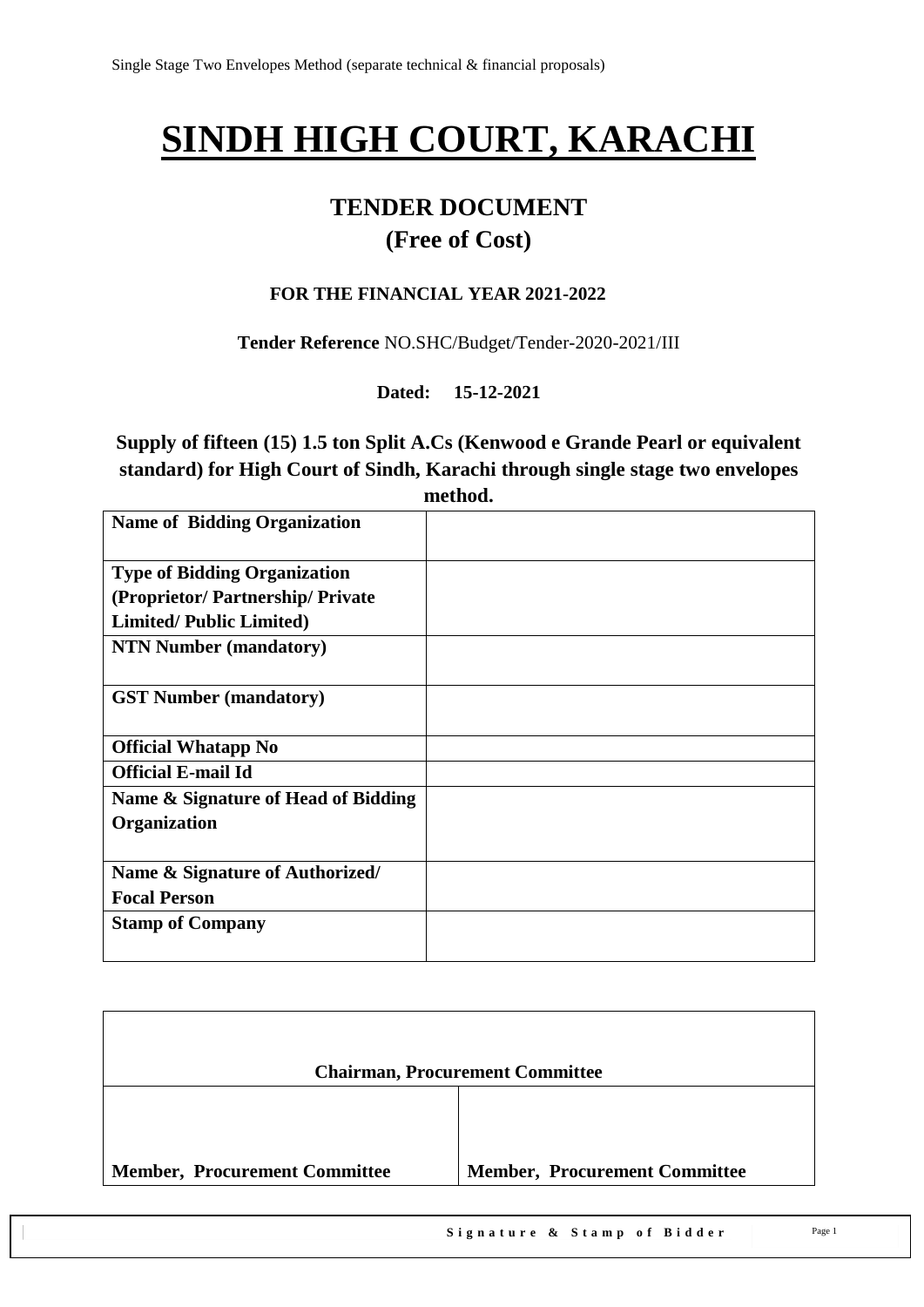Single Stage Two Envelopes Method (separate technical & financial proposals)

# SINDH HIGH COURT, KARACHI

## TENDER DOCUMENT
## (Free of Cost)

**FOR THE FINANCIAL YEAR 2021-2022**

**Tender Reference** NO.SHC/Budget/Tender-2020-2021/III

**Dated: 15-12-2021**

**Supply of fifteen (15) 1.5 ton Split A.Cs (Kenwood e Grande Pearl or equivalent standard) for High Court of Sindh, Karachi through single stage two envelopes method.**

| | |
|---|---|
| **Name of Bidding Organization** | |
| **Type of Bidding Organization (Proprietor/ Partnership/ Private Limited/ Public Limited)** | |
| **NTN Number (mandatory)** | |
| **GST Number (mandatory)** | |
| **Official Whatapp No** | |
| **Official E-mail Id** | |
| **Name & Signature of Head of Bidding Organization** | |
| **Name & Signature of Authorized/ Focal Person** | |
| **Stamp of Company** | |

| **Chairman, Procurement Committee** | |
|---|---|
| **Member, Procurement Committee** | **Member, Procurement Committee** |

**Signature & Stamp of Bidder**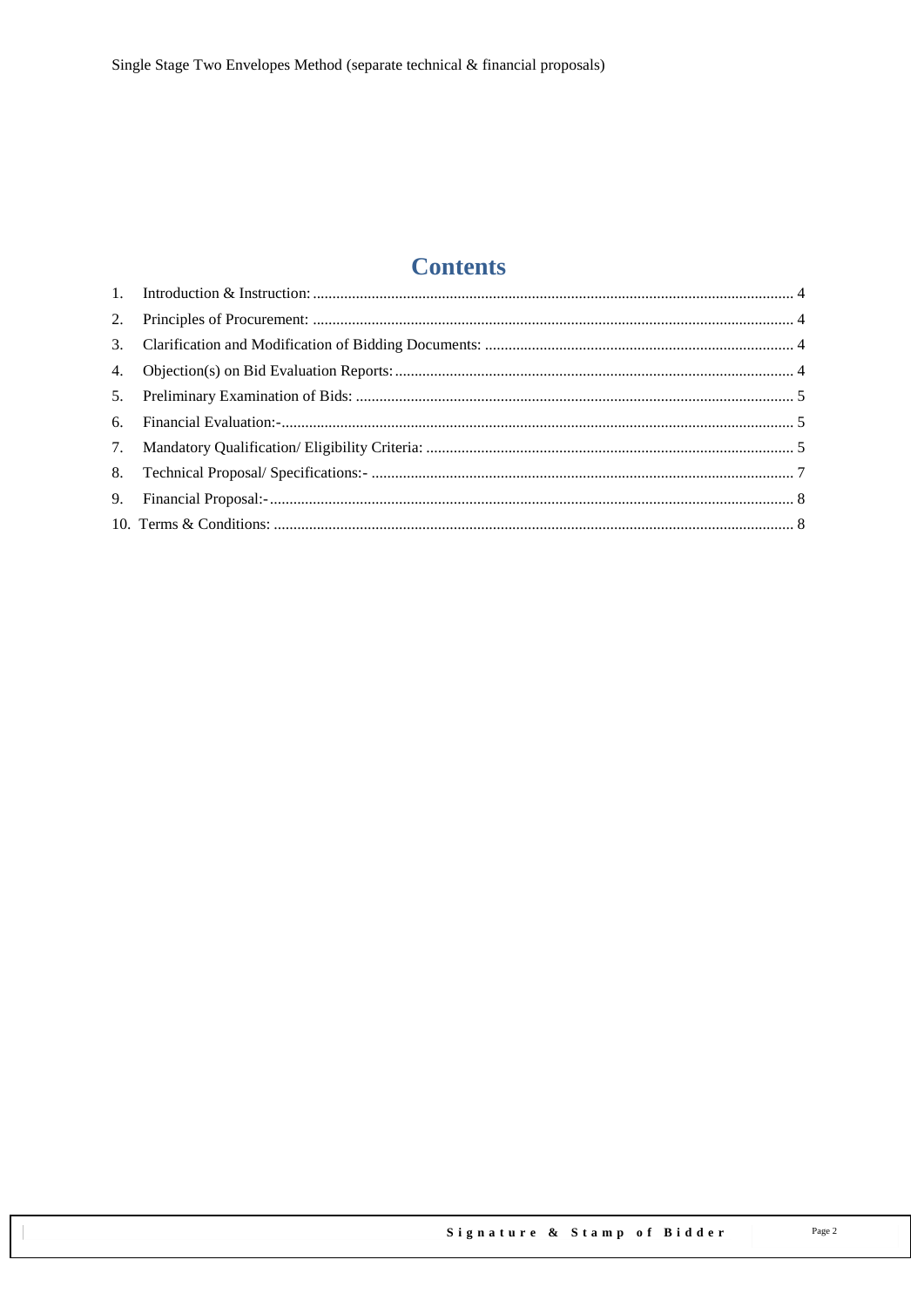# Contents

1. Introduction & Instruction: 4
2. Principles of Procurement: 4
3. Clarification and Modification of Bidding Documents: 4
4. Objection(s) on Bid Evaluation Reports: 4
5. Preliminary Examination of Bids: 5
6. Financial Evaluation:- 5
7. Mandatory Qualification/ Eligibility Criteria: 5
8. Technical Proposal/ Specifications:- 7
9. Financial Proposal:- 8
10. Terms & Conditions: 8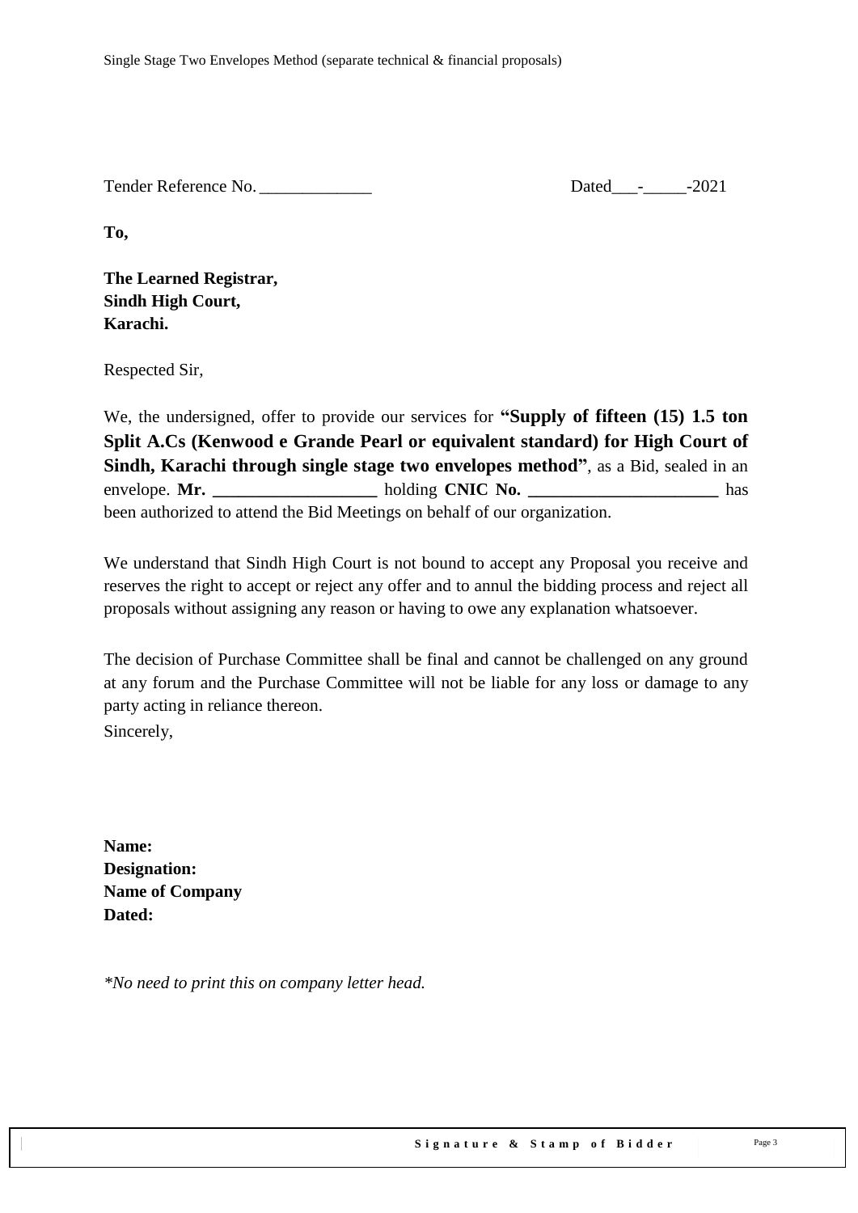Tender Reference No. _____________ Dated___-_____-2021

**To,**

**The Learned Registrar,**
**Sindh High Court,**
**Karachi.**

Respected Sir,

We, the undersigned, offer to provide our services for **"Supply of fifteen (15) 1.5 ton Split A.Cs (Kenwood e Grande Pearl or equivalent standard) for High Court of Sindh, Karachi through single stage two envelopes method"**, as a Bid, sealed in an envelope. **Mr. ___________________** holding **CNIC No. ______________________** has been authorized to attend the Bid Meetings on behalf of our organization.

We understand that Sindh High Court is not bound to accept any Proposal you receive and reserves the right to accept or reject any offer and to annul the bidding process and reject all proposals without assigning any reason or having to owe any explanation whatsoever.

The decision of Purchase Committee shall be final and cannot be challenged on any ground at any forum and the Purchase Committee will not be liable for any loss or damage to any party acting in reliance thereon.

Sincerely,

**Name:**
**Designation:**
**Name of Company**
**Dated:**

*\*No need to print this on company letter head.*

**Signature & Stamp of Bidder**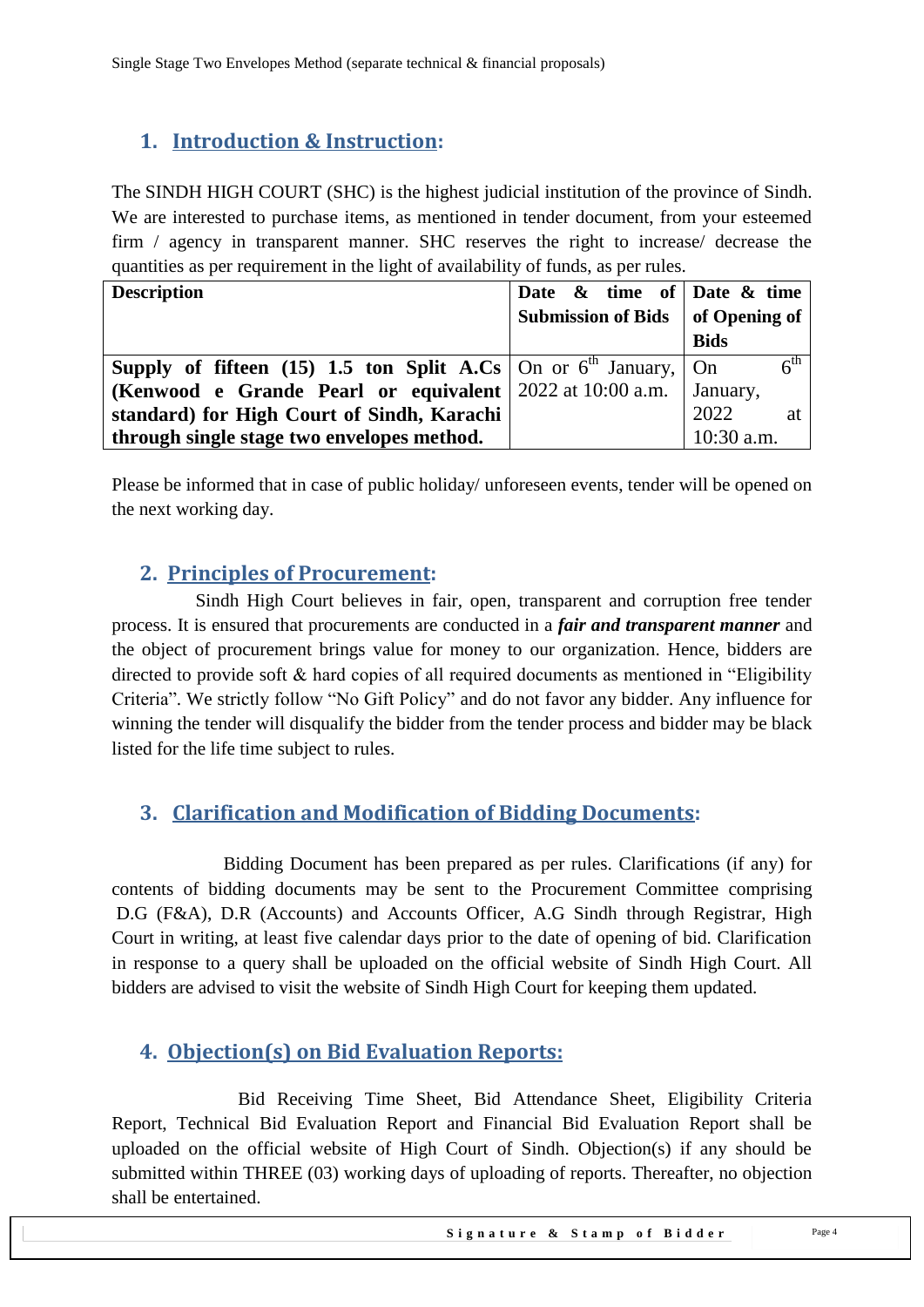Single Stage Two Envelopes Method (separate technical & financial proposals)

## 1. Introduction & Instruction:

The SINDH HIGH COURT (SHC) is the highest judicial institution of the province of Sindh. We are interested to purchase items, as mentioned in tender document, from your esteemed firm / agency in transparent manner. SHC reserves the right to increase/ decrease the quantities as per requirement in the light of availability of funds, as per rules.

| **Description** | **Date & time of Submission of Bids** | **Date & time of Opening of Bids** |
|---|---|---|
| **Supply of fifteen (15) 1.5 ton Split A.Cs (Kenwood e Grande Pearl or equivalent standard) for High Court of Sindh, Karachi through single stage two envelopes method.** | On or 6th January, 2022 at 10:00 a.m. | On 6th January, 2022 at 10:30 a.m. |

Please be informed that in case of public holiday/ unforeseen events, tender will be opened on the next working day.

## 2. Principles of Procurement:

Sindh High Court believes in fair, open, transparent and corruption free tender process. It is ensured that procurements are conducted in a ***fair and transparent manner*** and the object of procurement brings value for money to our organization. Hence, bidders are directed to provide soft & hard copies of all required documents as mentioned in "Eligibility Criteria". We strictly follow "No Gift Policy" and do not favor any bidder. Any influence for winning the tender will disqualify the bidder from the tender process and bidder may be black listed for the life time subject to rules.

## 3. Clarification and Modification of Bidding Documents:

Bidding Document has been prepared as per rules. Clarifications (if any) for contents of bidding documents may be sent to the Procurement Committee comprising D.G (F&A), D.R (Accounts) and Accounts Officer, A.G Sindh through Registrar, High Court in writing, at least five calendar days prior to the date of opening of bid. Clarification in response to a query shall be uploaded on the official website of Sindh High Court. All bidders are advised to visit the website of Sindh High Court for keeping them updated.

## 4. Objection(s) on Bid Evaluation Reports:

Bid Receiving Time Sheet, Bid Attendance Sheet, Eligibility Criteria Report, Technical Bid Evaluation Report and Financial Bid Evaluation Report shall be uploaded on the official website of High Court of Sindh. Objection(s) if any should be submitted within THREE (03) working days of uploading of reports. Thereafter, no objection shall be entertained.

**Signature & Stamp of Bidder**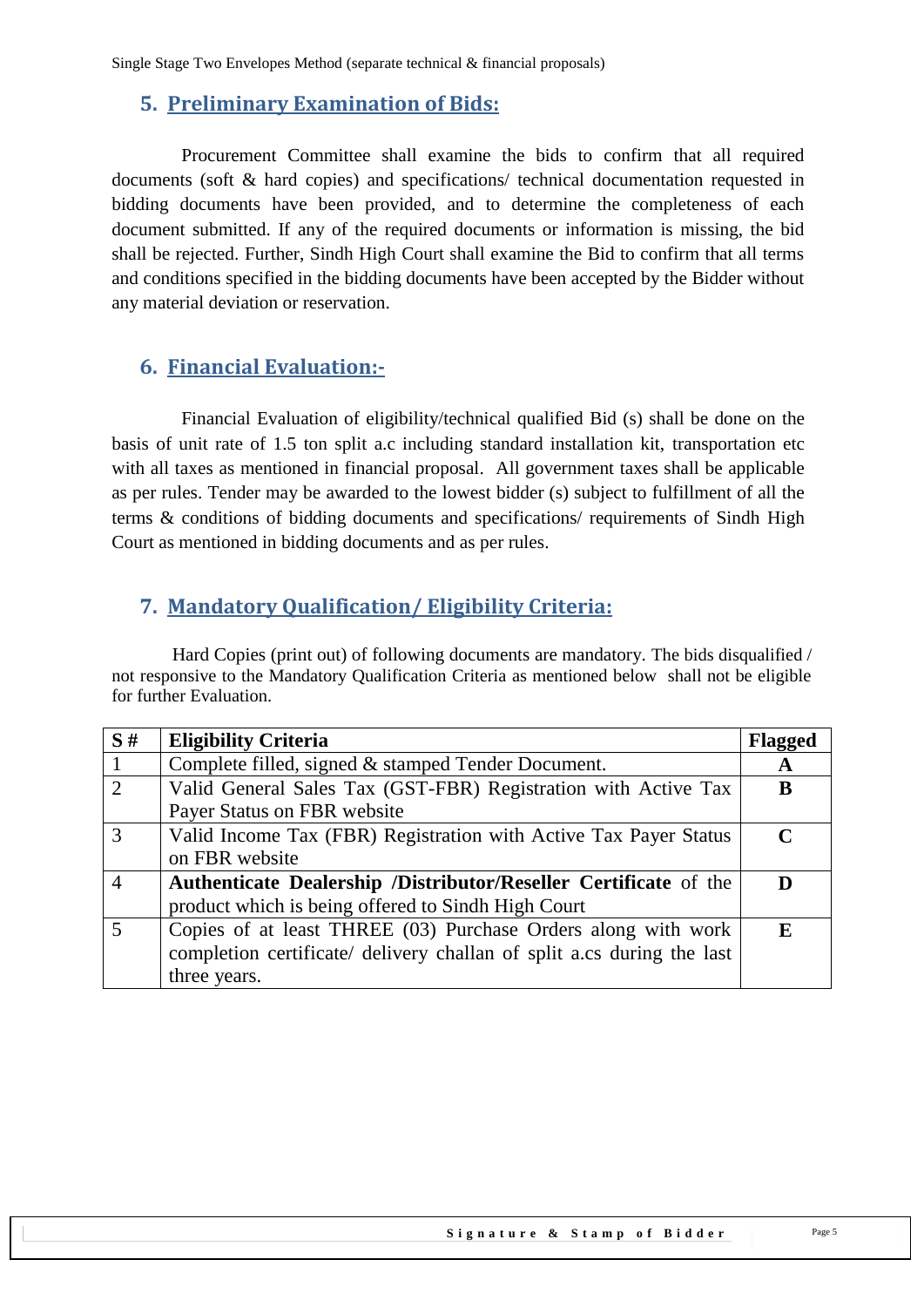## 5. Preliminary Examination of Bids:

Procurement Committee shall examine the bids to confirm that all required documents (soft & hard copies) and specifications/ technical documentation requested in bidding documents have been provided, and to determine the completeness of each document submitted. If any of the required documents or information is missing, the bid shall be rejected. Further, Sindh High Court shall examine the Bid to confirm that all terms and conditions specified in the bidding documents have been accepted by the Bidder without any material deviation or reservation.

## 6. Financial Evaluation:-

Financial Evaluation of eligibility/technical qualified Bid (s) shall be done on the basis of unit rate of 1.5 ton split a.c including standard installation kit, transportation etc with all taxes as mentioned in financial proposal. All government taxes shall be applicable as per rules. Tender may be awarded to the lowest bidder (s) subject to fulfillment of all the terms & conditions of bidding documents and specifications/ requirements of Sindh High Court as mentioned in bidding documents and as per rules.

## 7. Mandatory Qualification/ Eligibility Criteria:

Hard Copies (print out) of following documents are mandatory. The bids disqualified / not responsive to the Mandatory Qualification Criteria as mentioned below shall not be eligible for further Evaluation.

| S # | Eligibility Criteria | Flagged |
|---|---|---|
| 1 | Complete filled, signed & stamped Tender Document. | **A** |
| 2 | Valid General Sales Tax (GST-FBR) Registration with Active Tax Payer Status on FBR website | **B** |
| 3 | Valid Income Tax (FBR) Registration with Active Tax Payer Status on FBR website | **C** |
| 4 | **Authenticate Dealership /Distributor/Reseller Certificate** of the product which is being offered to Sindh High Court | **D** |
| 5 | Copies of at least THREE (03) Purchase Orders along with work completion certificate/ delivery challan of split a.cs during the last three years. | **E** |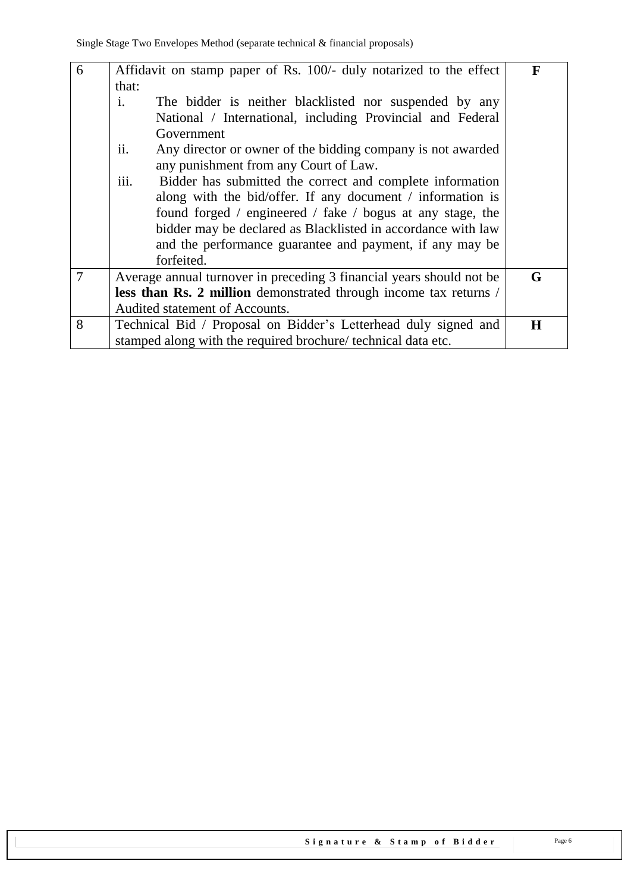| 6 | Affidavit on stamp paper of Rs. 100/- duly notarized to the effect that:<br>i. The bidder is neither blacklisted nor suspended by any National / International, including Provincial and Federal Government<br>ii. Any director or owner of the bidding company is not awarded any punishment from any Court of Law.<br>iii. Bidder has submitted the correct and complete information along with the bid/offer. If any document / information is found forged / engineered / fake / bogus at any stage, the bidder may be declared as Blacklisted in accordance with law and the performance guarantee and payment, if any may be forfeited. | **F** |
|---|---|---|
| 7 | Average annual turnover in preceding 3 financial years should not be **less than Rs. 2 million** demonstrated through income tax returns / Audited statement of Accounts. | **G** |
| 8 | Technical Bid / Proposal on Bidder's Letterhead duly signed and stamped along with the required brochure/ technical data etc. | **H** |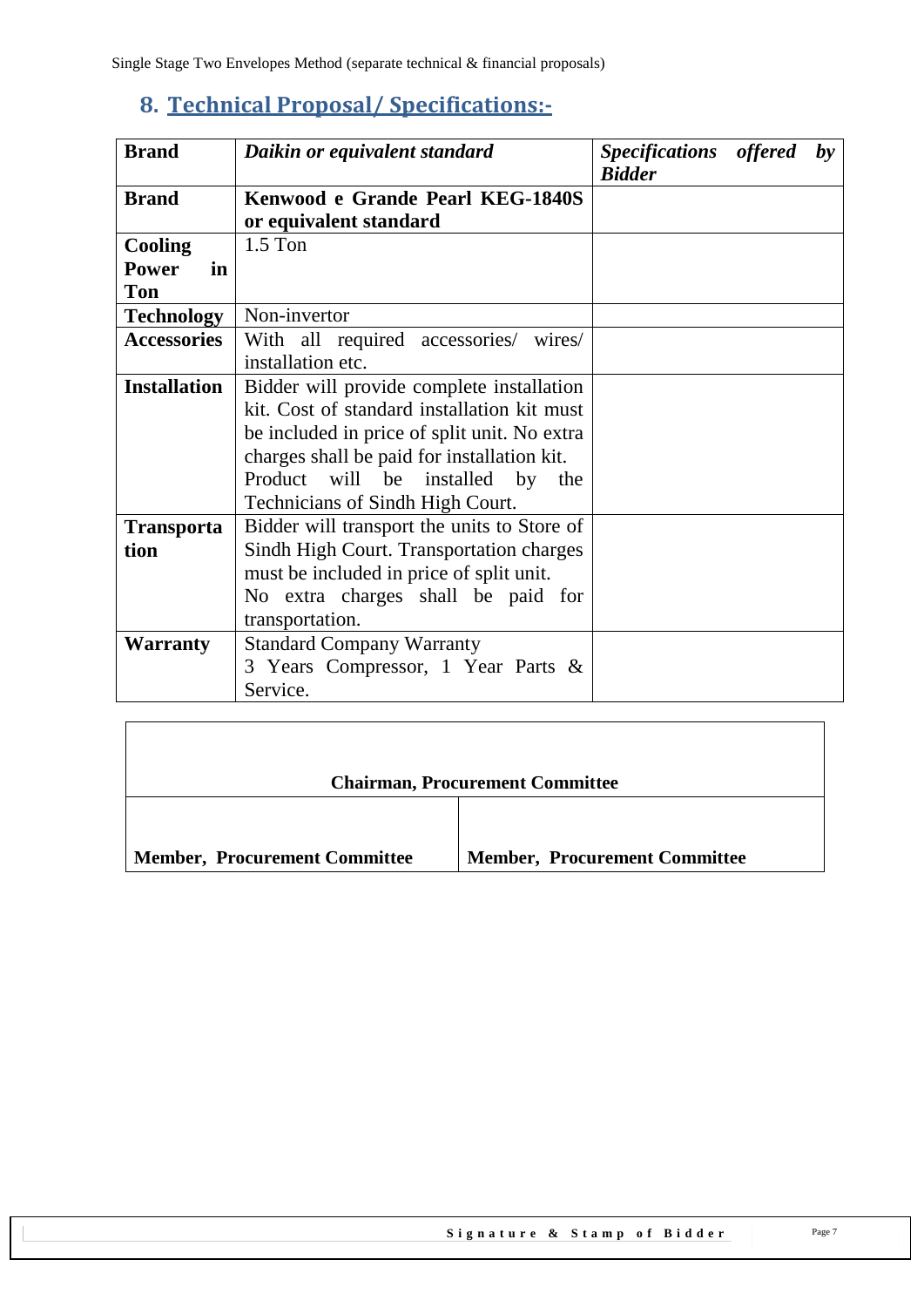## 8. Technical Proposal/ Specifications:-

| **Brand** | ***Daikin or equivalent standard*** | ***Specifications offered by Bidder*** |
|---|---|---|
| **Brand** | **Kenwood e Grande Pearl KEG-1840S or equivalent standard** | |
| **Cooling Power in Ton** | 1.5 Ton | |
| **Technology** | Non-invertor | |
| **Accessories** | With all required accessories/ wires/ installation etc. | |
| **Installation** | Bidder will provide complete installation kit. Cost of standard installation kit must be included in price of split unit. No extra charges shall be paid for installation kit. Product will be installed by the Technicians of Sindh High Court. | |
| **Transportation** | Bidder will transport the units to Store of Sindh High Court. Transportation charges must be included in price of split unit. No extra charges shall be paid for transportation. | |
| **Warranty** | Standard Company Warranty 3 Years Compressor, 1 Year Parts & Service. | |

| **Chairman, Procurement Committee** | |
|---|---|
| **Member, Procurement Committee** | **Member, Procurement Committee** |

**Signature & Stamp of Bidder**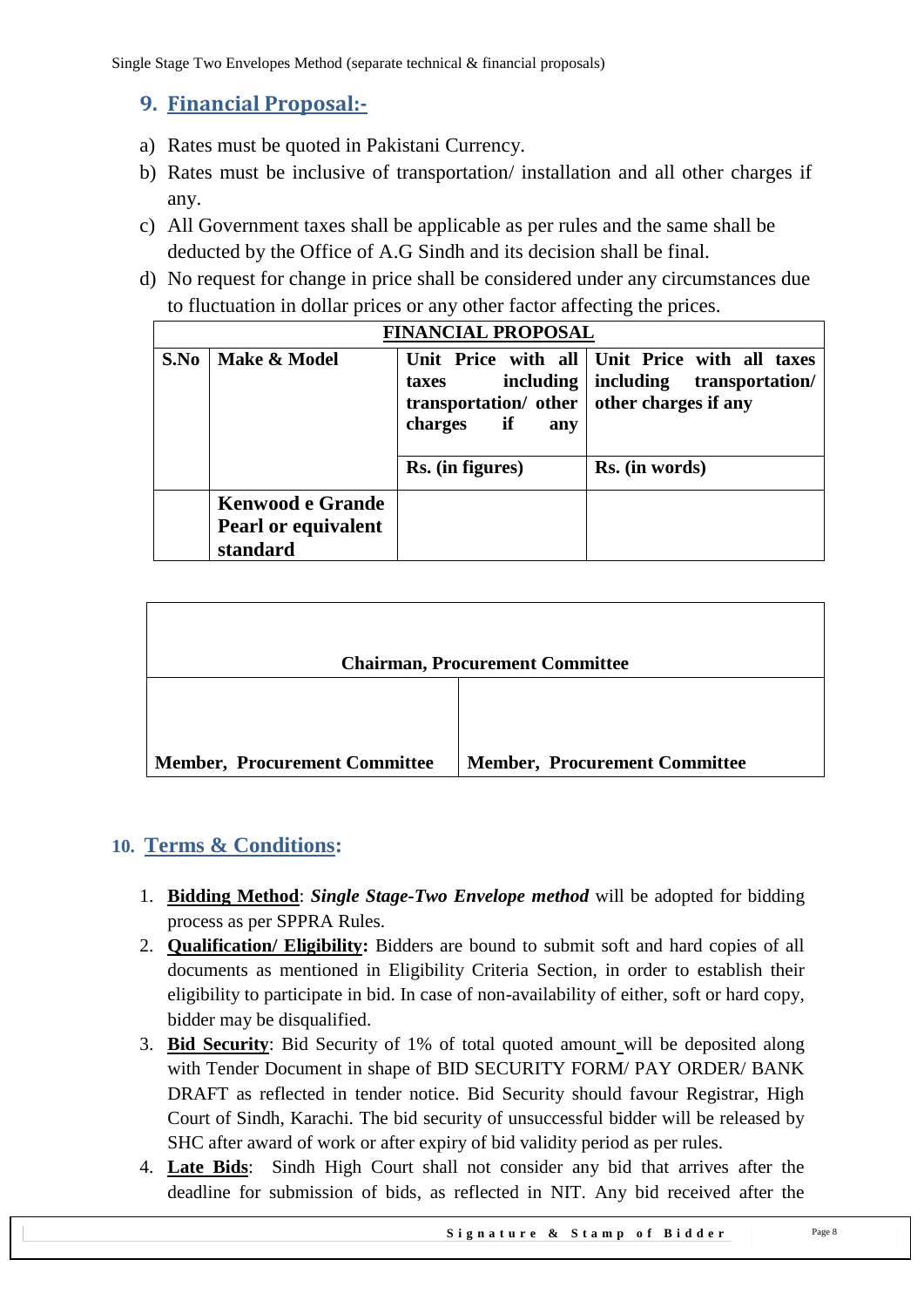## 9. Financial Proposal:-

a) Rates must be quoted in Pakistani Currency.
b) Rates must be inclusive of transportation/ installation and all other charges if any.
c) All Government taxes shall be applicable as per rules and the same shall be deducted by the Office of A.G Sindh and its decision shall be final.
d) No request for change in price shall be considered under any circumstances due to fluctuation in dollar prices or any other factor affecting the prices.

| FINANCIAL PROPOSAL | | | |
|---|---|---|---|
| **S.No** | **Make & Model** | **Unit Price with all taxes including transportation/ other charges if any** | **Unit Price with all taxes including transportation/ other charges if any** |
| | | **Rs. (in figures)** | **Rs. (in words)** |
| | **Kenwood e Grande Pearl or equivalent standard** | | |

| **Chairman, Procurement Committee** | |
|---|---|
| **Member, Procurement Committee** | **Member, Procurement Committee** |

## 10. Terms & Conditions:

1. **Bidding Method**: ***Single Stage-Two Envelope method*** will be adopted for bidding process as per SPPRA Rules.
2. **Qualification/ Eligibility:** Bidders are bound to submit soft and hard copies of all documents as mentioned in Eligibility Criteria Section, in order to establish their eligibility to participate in bid. In case of non-availability of either, soft or hard copy, bidder may be disqualified.
3. **Bid Security**: Bid Security of 1% of total quoted amount will be deposited along with Tender Document in shape of BID SECURITY FORM/ PAY ORDER/ BANK DRAFT as reflected in tender notice. Bid Security should favour Registrar, High Court of Sindh, Karachi. The bid security of unsuccessful bidder will be released by SHC after award of work or after expiry of bid validity period as per rules.
4. **Late Bids**: Sindh High Court shall not consider any bid that arrives after the deadline for submission of bids, as reflected in NIT. Any bid received after the

**Signature & Stamp of Bidder**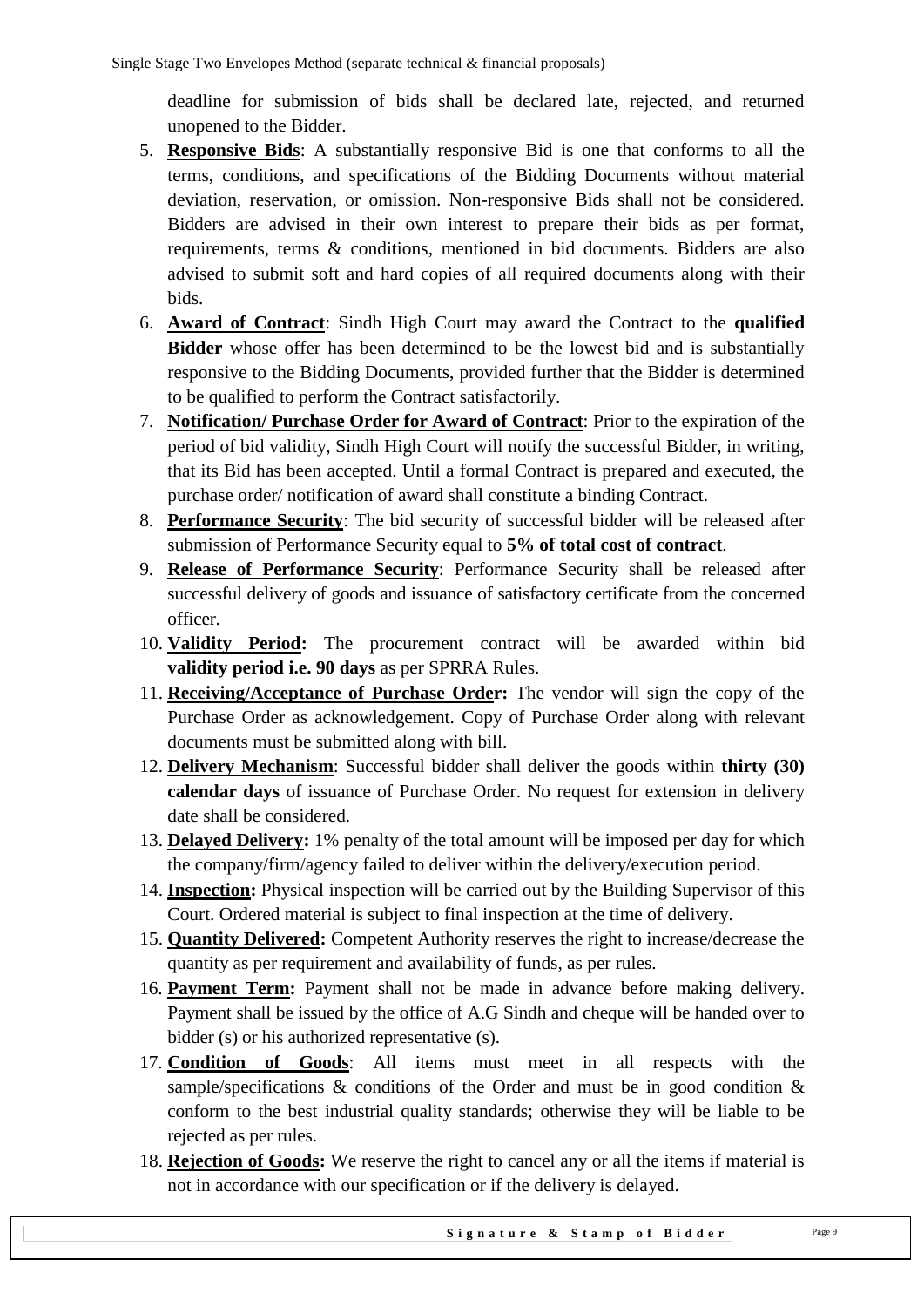deadline for submission of bids shall be declared late, rejected, and returned unopened to the Bidder.

5. **Responsive Bids**: A substantially responsive Bid is one that conforms to all the terms, conditions, and specifications of the Bidding Documents without material deviation, reservation, or omission. Non-responsive Bids shall not be considered. Bidders are advised in their own interest to prepare their bids as per format, requirements, terms & conditions, mentioned in bid documents. Bidders are also advised to submit soft and hard copies of all required documents along with their bids.
6. **Award of Contract**: Sindh High Court may award the Contract to the **qualified Bidder** whose offer has been determined to be the lowest bid and is substantially responsive to the Bidding Documents, provided further that the Bidder is determined to be qualified to perform the Contract satisfactorily.
7. **Notification/ Purchase Order for Award of Contract**: Prior to the expiration of the period of bid validity, Sindh High Court will notify the successful Bidder, in writing, that its Bid has been accepted. Until a formal Contract is prepared and executed, the purchase order/ notification of award shall constitute a binding Contract.
8. **Performance Security**: The bid security of successful bidder will be released after submission of Performance Security equal to **5% of total cost of contract**.
9. **Release of Performance Security**: Performance Security shall be released after successful delivery of goods and issuance of satisfactory certificate from the concerned officer.
10. **Validity Period:** The procurement contract will be awarded within bid **validity period i.e. 90 days** as per SPRRA Rules.
11. **Receiving/Acceptance of Purchase Order:** The vendor will sign the copy of the Purchase Order as acknowledgement. Copy of Purchase Order along with relevant documents must be submitted along with bill.
12. **Delivery Mechanism**: Successful bidder shall deliver the goods within **thirty (30) calendar days** of issuance of Purchase Order. No request for extension in delivery date shall be considered.
13. **Delayed Delivery:** 1% penalty of the total amount will be imposed per day for which the company/firm/agency failed to deliver within the delivery/execution period.
14. **Inspection:** Physical inspection will be carried out by the Building Supervisor of this Court. Ordered material is subject to final inspection at the time of delivery.
15. **Quantity Delivered:** Competent Authority reserves the right to increase/decrease the quantity as per requirement and availability of funds, as per rules.
16. **Payment Term:** Payment shall not be made in advance before making delivery. Payment shall be issued by the office of A.G Sindh and cheque will be handed over to bidder (s) or his authorized representative (s).
17. **Condition of Goods**: All items must meet in all respects with the sample/specifications & conditions of the Order and must be in good condition & conform to the best industrial quality standards; otherwise they will be liable to be rejected as per rules.
18. **Rejection of Goods:** We reserve the right to cancel any or all the items if material is not in accordance with our specification or if the delivery is delayed.

**Signature & Stamp of Bidder**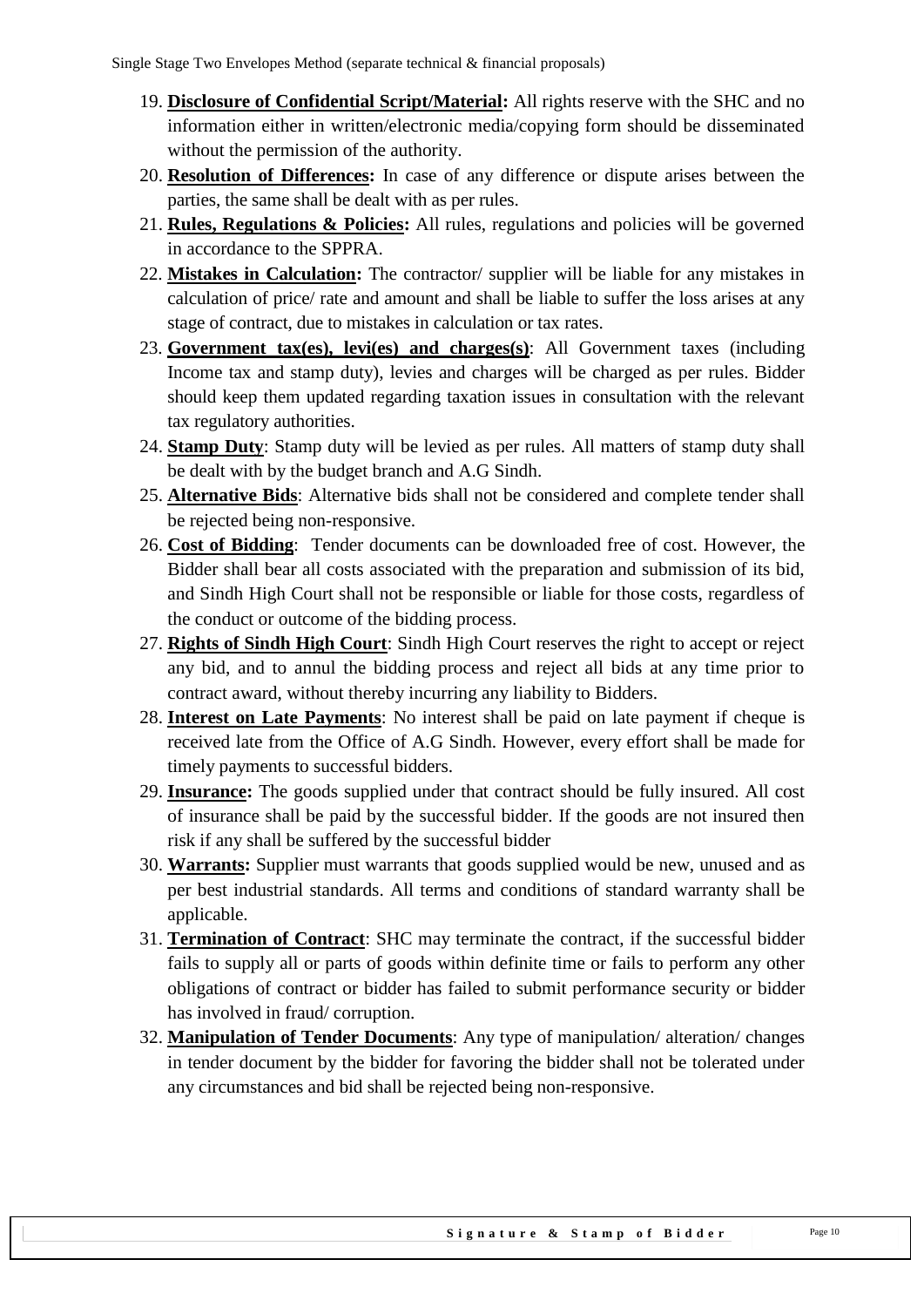19. **Disclosure of Confidential Script/Material:** All rights reserve with the SHC and no information either in written/electronic media/copying form should be disseminated without the permission of the authority.
20. **Resolution of Differences:** In case of any difference or dispute arises between the parties, the same shall be dealt with as per rules.
21. **Rules, Regulations & Policies:** All rules, regulations and policies will be governed in accordance to the SPPRA.
22. **Mistakes in Calculation:** The contractor/ supplier will be liable for any mistakes in calculation of price/ rate and amount and shall be liable to suffer the loss arises at any stage of contract, due to mistakes in calculation or tax rates.
23. **Government tax(es), levi(es) and charges(s)**: All Government taxes (including Income tax and stamp duty), levies and charges will be charged as per rules. Bidder should keep them updated regarding taxation issues in consultation with the relevant tax regulatory authorities.
24. **Stamp Duty**: Stamp duty will be levied as per rules. All matters of stamp duty shall be dealt with by the budget branch and A.G Sindh.
25. **Alternative Bids**: Alternative bids shall not be considered and complete tender shall be rejected being non-responsive.
26. **Cost of Bidding**: Tender documents can be downloaded free of cost. However, the Bidder shall bear all costs associated with the preparation and submission of its bid, and Sindh High Court shall not be responsible or liable for those costs, regardless of the conduct or outcome of the bidding process.
27. **Rights of Sindh High Court**: Sindh High Court reserves the right to accept or reject any bid, and to annul the bidding process and reject all bids at any time prior to contract award, without thereby incurring any liability to Bidders.
28. **Interest on Late Payments**: No interest shall be paid on late payment if cheque is received late from the Office of A.G Sindh. However, every effort shall be made for timely payments to successful bidders.
29. **Insurance:** The goods supplied under that contract should be fully insured. All cost of insurance shall be paid by the successful bidder. If the goods are not insured then risk if any shall be suffered by the successful bidder
30. **Warrants:** Supplier must warrants that goods supplied would be new, unused and as per best industrial standards. All terms and conditions of standard warranty shall be applicable.
31. **Termination of Contract**: SHC may terminate the contract, if the successful bidder fails to supply all or parts of goods within definite time or fails to perform any other obligations of contract or bidder has failed to submit performance security or bidder has involved in fraud/ corruption.
32. **Manipulation of Tender Documents**: Any type of manipulation/ alteration/ changes in tender document by the bidder for favoring the bidder shall not be tolerated under any circumstances and bid shall be rejected being non-responsive.

**Signature & Stamp of Bidder**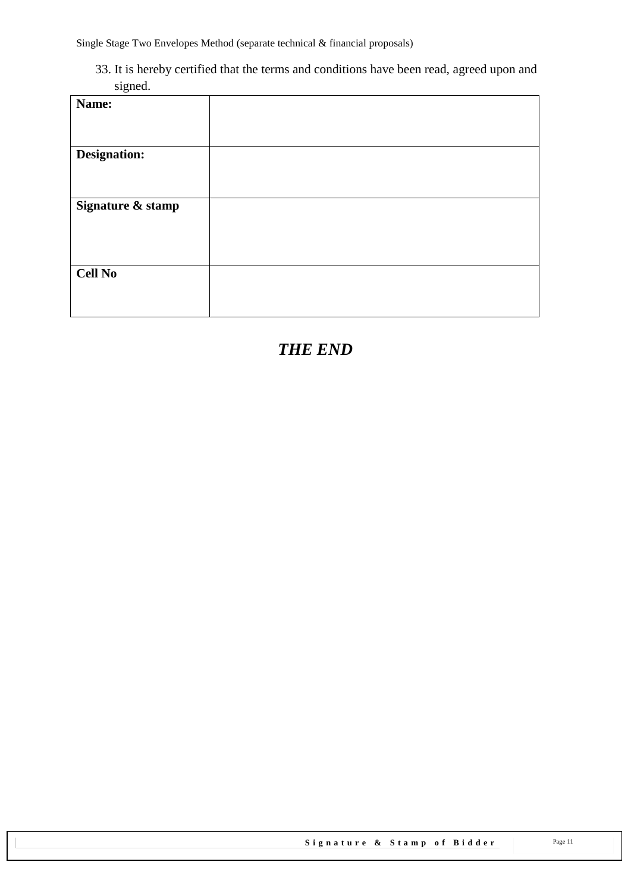33. It is hereby certified that the terms and conditions have been read, agreed upon and signed.

| | |
|---|---|
| **Name:** | |
| **Designation:** | |
| **Signature & stamp** | |
| **Cell No** | |

***THE END***